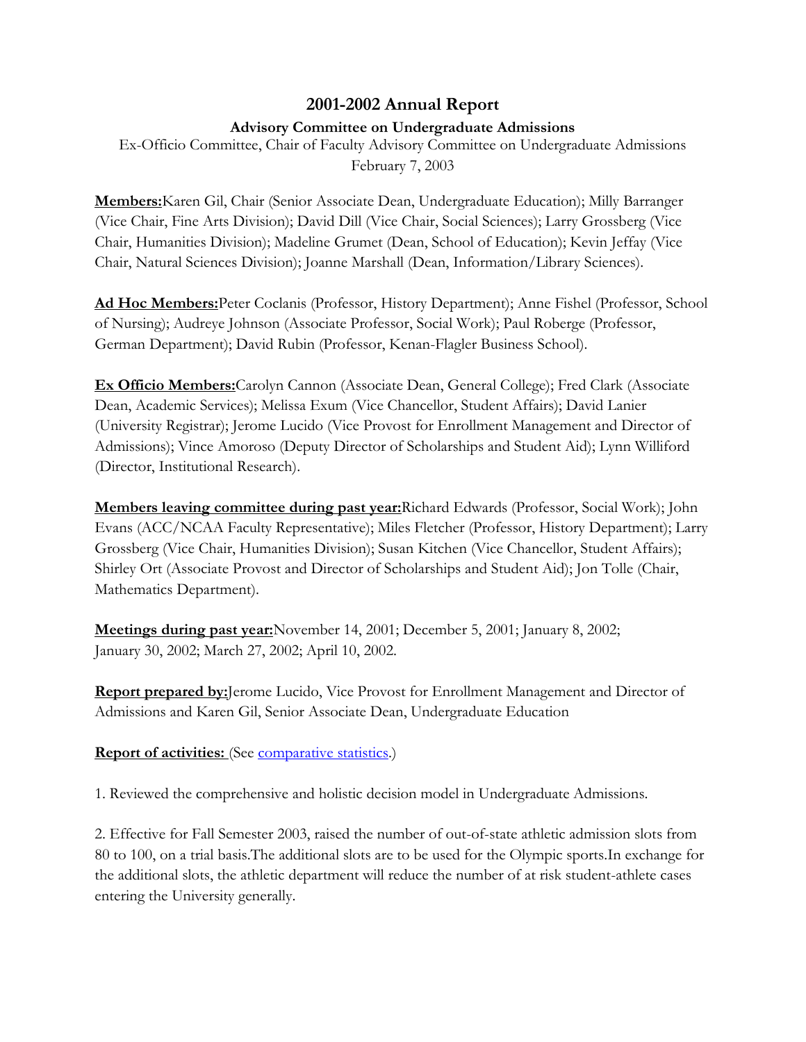# 2001-2002 Annual Report

### Advisory Committee on Undergraduate Admissions

Ex-Officio Committee, Chair of Faculty Advisory Committee on Undergraduate Admissions
February 7, 2003

**Members:**Karen Gil, Chair (Senior Associate Dean, Undergraduate Education); Milly Barranger (Vice Chair, Fine Arts Division); David Dill (Vice Chair, Social Sciences); Larry Grossberg (Vice Chair, Humanities Division); Madeline Grumet (Dean, School of Education); Kevin Jeffay (Vice Chair, Natural Sciences Division); Joanne Marshall (Dean, Information/Library Sciences).

**Ad Hoc Members:**Peter Coclanis (Professor, History Department); Anne Fishel (Professor, School of Nursing); Audreye Johnson (Associate Professor, Social Work); Paul Roberge (Professor, German Department); David Rubin (Professor, Kenan-Flagler Business School).

**Ex Officio Members:**Carolyn Cannon (Associate Dean, General College); Fred Clark (Associate Dean, Academic Services); Melissa Exum (Vice Chancellor, Student Affairs); David Lanier (University Registrar); Jerome Lucido (Vice Provost for Enrollment Management and Director of Admissions); Vince Amoroso (Deputy Director of Scholarships and Student Aid); Lynn Williford (Director, Institutional Research).

**Members leaving committee during past year:**Richard Edwards (Professor, Social Work); John Evans (ACC/NCAA Faculty Representative); Miles Fletcher (Professor, History Department); Larry Grossberg (Vice Chair, Humanities Division); Susan Kitchen (Vice Chancellor, Student Affairs); Shirley Ort (Associate Provost and Director of Scholarships and Student Aid); Jon Tolle (Chair, Mathematics Department).

**Meetings during past year:**November 14, 2001; December 5, 2001; January 8, 2002; January 30, 2002; March 27, 2002; April 10, 2002.

**Report prepared by:**Jerome Lucido, Vice Provost for Enrollment Management and Director of Admissions and Karen Gil, Senior Associate Dean, Undergraduate Education

**Report of activities:** (See comparative statistics.)

1. Reviewed the comprehensive and holistic decision model in Undergraduate Admissions.

2. Effective for Fall Semester 2003, raised the number of out-of-state athletic admission slots from 80 to 100, on a trial basis.The additional slots are to be used for the Olympic sports.In exchange for the additional slots, the athletic department will reduce the number of at risk student-athlete cases entering the University generally.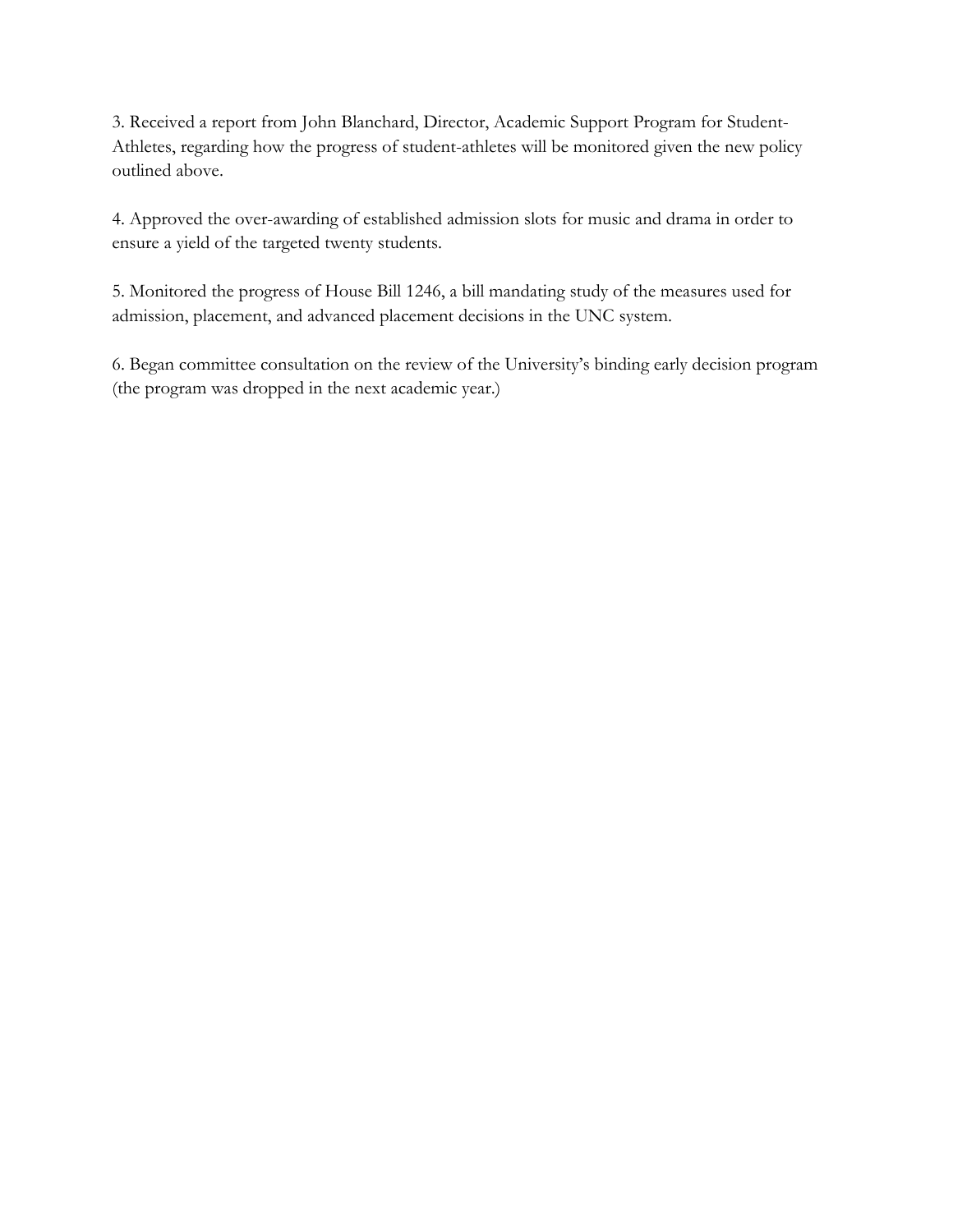3. Received a report from John Blanchard, Director, Academic Support Program for Student-Athletes, regarding how the progress of student-athletes will be monitored given the new policy outlined above.

4. Approved the over-awarding of established admission slots for music and drama in order to ensure a yield of the targeted twenty students.

5. Monitored the progress of House Bill 1246, a bill mandating study of the measures used for admission, placement, and advanced placement decisions in the UNC system.

6. Began committee consultation on the review of the University's binding early decision program (the program was dropped in the next academic year.)